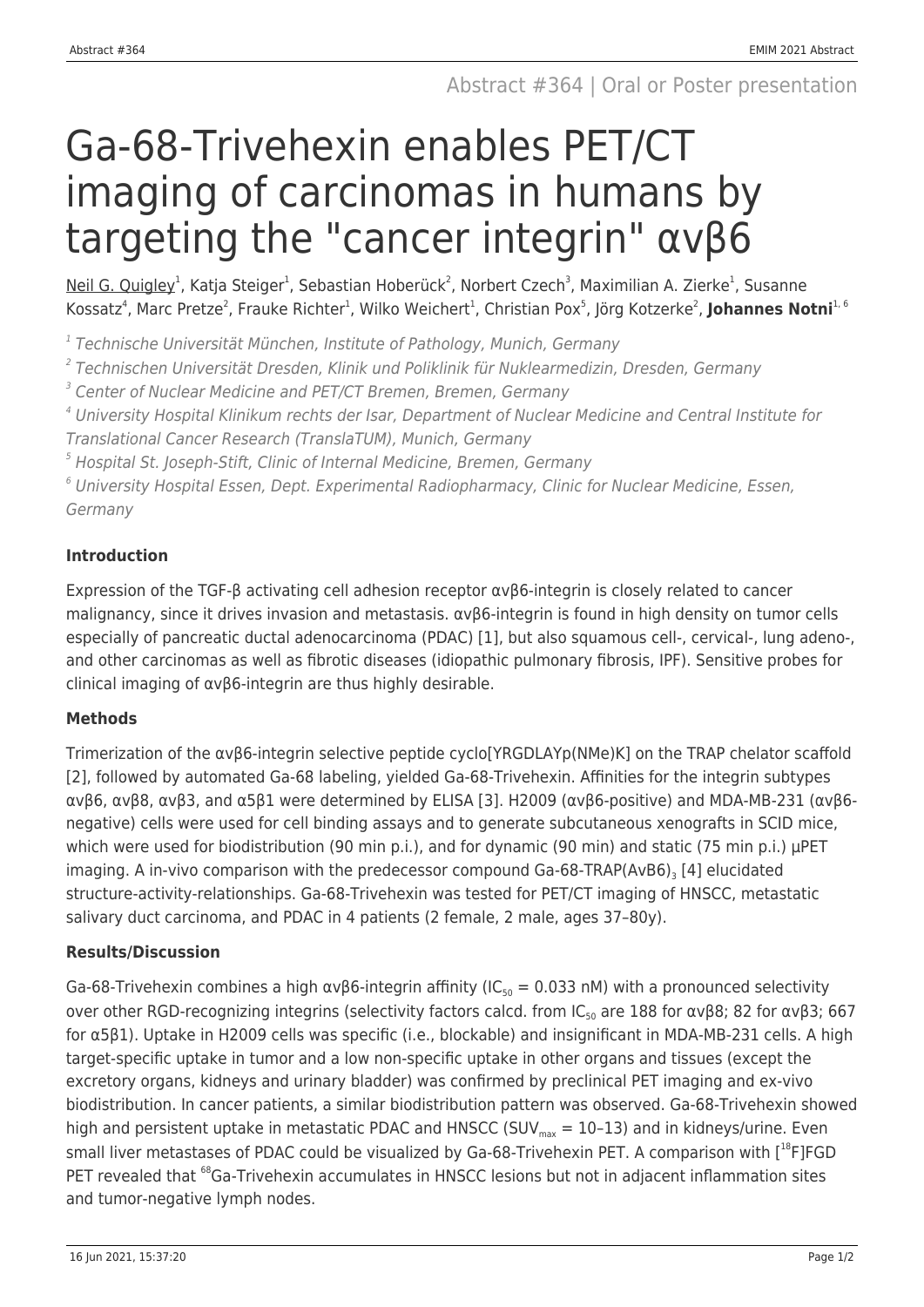Abstract #364 | Oral or Poster presentation

# Ga-68-Trivehexin enables PET/CT imaging of carcinomas in humans by targeting the "cancer integrin" αvβ6

Neil G. Quigley[1], Katja Steiger[1], Sebastian Hoberück[2], Norbert Czech[3], Maximilian A. Zierke[1], Susanne Kossatz[4], Marc Pretze[2], Frauke Richter[1], Wilko Weichert[1], Christian Pox[5], Jörg Kotzerke[2], **Johannes Notni**[1, 6]

*[1] Technische Universität München, Institute of Pathology, Munich, Germany*

*[2] Technischen Universität Dresden, Klinik und Poliklinik für Nuklearmedizin, Dresden, Germany*

*[3] Center of Nuclear Medicine and PET/CT Bremen, Bremen, Germany*

*[4] University Hospital Klinikum rechts der Isar, Department of Nuclear Medicine and Central Institute for Translational Cancer Research (TranslaTUM), Munich, Germany*

*[5] Hospital St. Joseph-Stift, Clinic of Internal Medicine, Bremen, Germany*

*[6] University Hospital Essen, Dept. Experimental Radiopharmacy, Clinic for Nuclear Medicine, Essen, Germany*

### Introduction

Expression of the TGF-β activating cell adhesion receptor αvβ6-integrin is closely related to cancer malignancy, since it drives invasion and metastasis. αvβ6-integrin is found in high density on tumor cells especially of pancreatic ductal adenocarcinoma (PDAC) [1], but also squamous cell-, cervical-, lung adeno-, and other carcinomas as well as fibrotic diseases (idiopathic pulmonary fibrosis, IPF). Sensitive probes for clinical imaging of αvβ6-integrin are thus highly desirable.

### Methods

Trimerization of the αvβ6-integrin selective peptide cyclo[YRGDLAYp(NMe)K] on the TRAP chelator scaffold [2], followed by automated Ga-68 labeling, yielded Ga-68-Trivehexin. Affinities for the integrin subtypes αvβ6, αvβ8, αvβ3, and α5β1 were determined by ELISA [3]. H2009 (αvβ6-positive) and MDA-MB-231 (αvβ6-negative) cells were used for cell binding assays and to generate subcutaneous xenografts in SCID mice, which were used for biodistribution (90 min p.i.), and for dynamic (90 min) and static (75 min p.i.) µPET imaging. A in-vivo comparison with the predecessor compound Ga-68-TRAP(AvB6)$_3$ [4] elucidated structure-activity-relationships. Ga-68-Trivehexin was tested for PET/CT imaging of HNSCC, metastatic salivary duct carcinoma, and PDAC in 4 patients (2 female, 2 male, ages 37–80y).

### Results/Discussion

Ga-68-Trivehexin combines a high αvβ6-integrin affinity ($IC_{50}$ = 0.033 nM) with a pronounced selectivity over other RGD-recognizing integrins (selectivity factors calcd. from $IC_{50}$ are 188 for αvβ8; 82 for αvβ3; 667 for α5β1). Uptake in H2009 cells was specific (i.e., blockable) and insignificant in MDA-MB-231 cells. A high target-specific uptake in tumor and a low non-specific uptake in other organs and tissues (except the excretory organs, kidneys and urinary bladder) was confirmed by preclinical PET imaging and ex-vivo biodistribution. In cancer patients, a similar biodistribution pattern was observed. Ga-68-Trivehexin showed high and persistent uptake in metastatic PDAC and HNSCC ($SUV_{max}$ = 10–13) and in kidneys/urine. Even small liver metastases of PDAC could be visualized by Ga-68-Trivehexin PET. A comparison with [$^{18}$F]FGD PET revealed that $^{68}$Ga-Trivehexin accumulates in HNSCC lesions but not in adjacent inflammation sites and tumor-negative lymph nodes.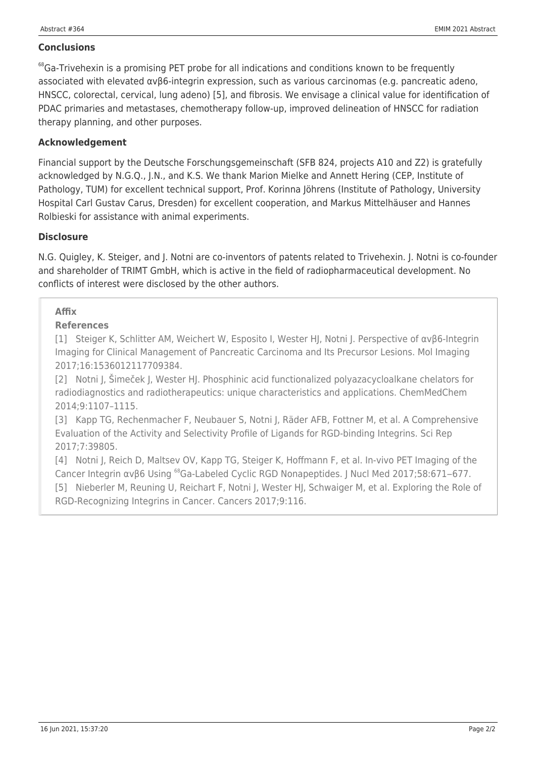### Conclusions

$^{68}$Ga-Trivehexin is a promising PET probe for all indications and conditions known to be frequently associated with elevated αvβ6-integrin expression, such as various carcinomas (e.g. pancreatic adeno, HNSCC, colorectal, cervical, lung adeno) [5], and fibrosis. We envisage a clinical value for identification of PDAC primaries and metastases, chemotherapy follow-up, improved delineation of HNSCC for radiation therapy planning, and other purposes.

### Acknowledgement

Financial support by the Deutsche Forschungsgemeinschaft (SFB 824, projects A10 and Z2) is gratefully acknowledged by N.G.Q., J.N., and K.S. We thank Marion Mielke and Annett Hering (CEP, Institute of Pathology, TUM) for excellent technical support, Prof. Korinna Jöhrens (Institute of Pathology, University Hospital Carl Gustav Carus, Dresden) for excellent cooperation, and Markus Mittelhäuser and Hannes Rolbieski for assistance with animal experiments.

### Disclosure

N.G. Quigley, K. Steiger, and J. Notni are co-inventors of patents related to Trivehexin. J. Notni is co-founder and shareholder of TRIMT GmbH, which is active in the field of radiopharmaceutical development. No conflicts of interest were disclosed by the other authors.

**Affix**

**References**

[1] Steiger K, Schlitter AM, Weichert W, Esposito I, Wester HJ, Notni J. Perspective of αvβ6-Integrin Imaging for Clinical Management of Pancreatic Carcinoma and Its Precursor Lesions. Mol Imaging 2017;16:1536012117709384.

[2] Notni J, Šimeček J, Wester HJ. Phosphinic acid functionalized polyazacycloalkane chelators for radiodiagnostics and radiotherapeutics: unique characteristics and applications. ChemMedChem 2014;9:1107–1115.

[3] Kapp TG, Rechenmacher F, Neubauer S, Notni J, Räder AFB, Fottner M, et al. A Comprehensive Evaluation of the Activity and Selectivity Profile of Ligands for RGD-binding Integrins. Sci Rep 2017;7:39805.

[4] Notni J, Reich D, Maltsev OV, Kapp TG, Steiger K, Hoffmann F, et al. In-vivo PET Imaging of the Cancer Integrin αvβ6 Using $^{68}$Ga-Labeled Cyclic RGD Nonapeptides. J Nucl Med 2017;58:671–677.

[5] Nieberler M, Reuning U, Reichart F, Notni J, Wester HJ, Schwaiger M, et al. Exploring the Role of RGD-Recognizing Integrins in Cancer. Cancers 2017;9:116.